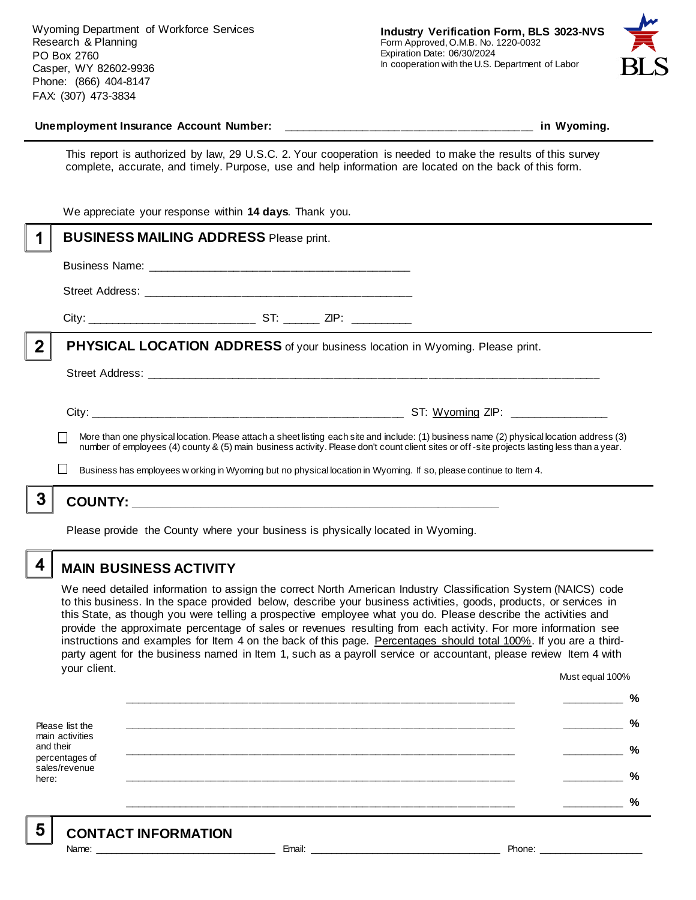Wyoming Department of Workforce Services
Research & Planning
PO Box 2760
Casper, WY 82602-9936
Phone: (866) 404-8147
FAX: (307) 473-3834

**Industry Verification Form, BLS 3023-NVS**
Form Approved, O.M.B. No. 1220-0032
Expiration Date: 06/30/2024
In cooperation with the U.S. Department of Labor

BLS

**Unemployment Insurance Account Number:** ______________________________________ **in Wyoming.**

This report is authorized by law, 29 U.S.C. 2. Your cooperation is needed to make the results of this survey complete, accurate, and timely. Purpose, use and help information are located on the back of this form.

We appreciate your response within **14 days**. Thank you.

## 1 BUSINESS MAILING ADDRESS Please print.

Business Name: ________________________________________

Street Address: ________________________________________

City: _________________________ ST: ______ ZIP: _________

## 2 PHYSICAL LOCATION ADDRESS of your business location in Wyoming. Please print.

Street Address: ______________________________________________________________________

City: ______________________________________________ ST: Wyoming ZIP: _______________

☐ More than one physical location. Please attach a sheet listing each site and include: (1) business name (2) physical location address (3) number of employees (4) county & (5) main business activity. Please don't count client sites or off-site projects lasting less than a year.

☐ Business has employees working in Wyoming but no physical location in Wyoming. If so, please continue to Item 4.

## 3 COUNTY: _______________________________________________________

Please provide the County where your business is physically located in Wyoming.

## 4 MAIN BUSINESS ACTIVITY

We need detailed information to assign the correct North American Industry Classification System (NAICS) code to this business. In the space provided below, describe your business activities, goods, products, or services in this State, as though you were telling a prospective employee what you do. Please describe the activities and provide the approximate percentage of sales or revenues resulting from each activity. For more information see instructions and examples for Item 4 on the back of this page. Percentages should total 100%. If you are a third-party agent for the business named in Item 1, such as a payroll service or accountant, please review Item 4 with your client.

Please list the main activities and their percentages of sales/revenue here:

| | Must equal 100% |
|---|---|
| ____________________________________________________________ | __________ % |
| ____________________________________________________________ | __________ % |
| ____________________________________________________________ | __________ % |
| ____________________________________________________________ | __________ % |
| ____________________________________________________________ | __________ % |

## 5 CONTACT INFORMATION

Name: ______________________________ Email: ________________________________ Phone: ___________________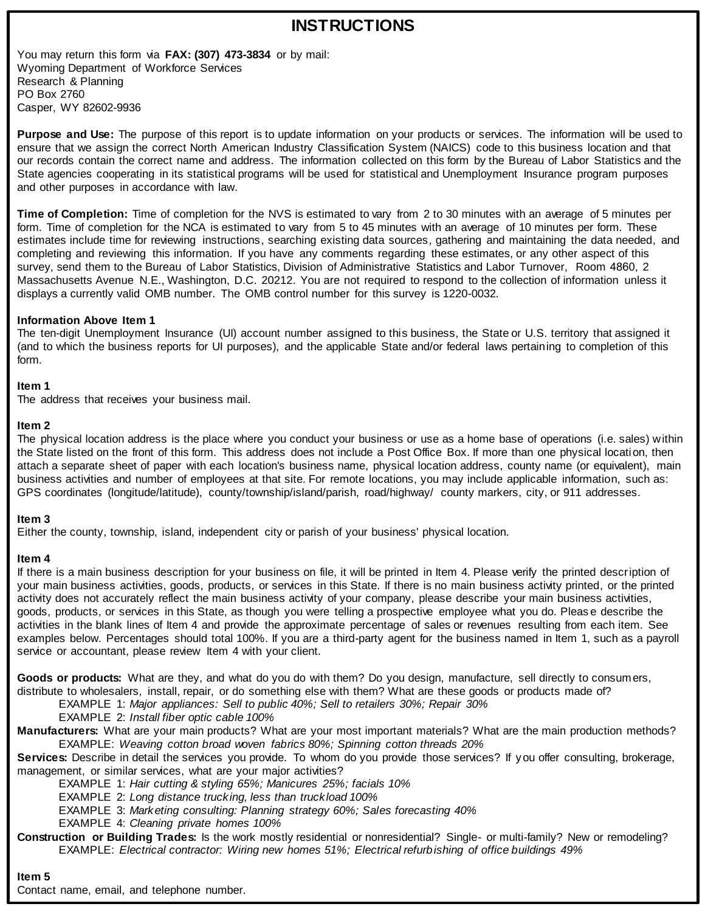# INSTRUCTIONS

You may return this form via **FAX: (307) 473-3834** or by mail:
Wyoming Department of Workforce Services
Research & Planning
PO Box 2760
Casper, WY 82602-9936

**Purpose and Use:** The purpose of this report is to update information on your products or services. The information will be used to ensure that we assign the correct North American Industry Classification System (NAICS) code to this business location and that our records contain the correct name and address. The information collected on this form by the Bureau of Labor Statistics and the State agencies cooperating in its statistical programs will be used for statistical and Unemployment Insurance program purposes and other purposes in accordance with law.

**Time of Completion:** Time of completion for the NVS is estimated to vary from 2 to 30 minutes with an average of 5 minutes per form. Time of completion for the NCA is estimated to vary from 5 to 45 minutes with an average of 10 minutes per form. These estimates include time for reviewing instructions, searching existing data sources, gathering and maintaining the data needed, and completing and reviewing this information. If you have any comments regarding these estimates, or any other aspect of this survey, send them to the Bureau of Labor Statistics, Division of Administrative Statistics and Labor Turnover, Room 4860, 2 Massachusetts Avenue N.E., Washington, D.C. 20212. You are not required to respond to the collection of information unless it displays a currently valid OMB number. The OMB control number for this survey is 1220-0032.

**Information Above Item 1**
The ten-digit Unemployment Insurance (UI) account number assigned to this business, the State or U.S. territory that assigned it (and to which the business reports for UI purposes), and the applicable State and/or federal laws pertaining to completion of this form.

**Item 1**
The address that receives your business mail.

**Item 2**
The physical location address is the place where you conduct your business or use as a home base of operations (i.e. sales) within the State listed on the front of this form. This address does not include a Post Office Box. If more than one physical location, then attach a separate sheet of paper with each location's business name, physical location address, county name (or equivalent), main business activities and number of employees at that site. For remote locations, you may include applicable information, such as: GPS coordinates (longitude/latitude), county/township/island/parish, road/highway/ county markers, city, or 911 addresses.

**Item 3**
Either the county, township, island, independent city or parish of your business' physical location.

**Item 4**
If there is a main business description for your business on file, it will be printed in Item 4. Please verify the printed description of your main business activities, goods, products, or services in this State. If there is no main business activity printed, or the printed activity does not accurately reflect the main business activity of your company, please describe your main business activities, goods, products, or services in this State, as though you were telling a prospective employee what you do. Please describe the activities in the blank lines of Item 4 and provide the approximate percentage of sales or revenues resulting from each item. See examples below. Percentages should total 100%. If you are a third-party agent for the business named in Item 1, such as a payroll service or accountant, please review Item 4 with your client.

**Goods or products:** What are they, and what do you do with them? Do you design, manufacture, sell directly to consumers, distribute to wholesalers, install, repair, or do something else with them? What are these goods or products made of?
- EXAMPLE 1: *Major appliances: Sell to public 40%; Sell to retailers 30%; Repair 30%*
- EXAMPLE 2: *Install fiber optic cable 100%*

**Manufacturers:** What are your main products? What are your most important materials? What are the main production methods?
- EXAMPLE: *Weaving cotton broad woven fabrics 80%; Spinning cotton threads 20%*

**Services:** Describe in detail the services you provide. To whom do you provide those services? If you offer consulting, brokerage, management, or similar services, what are your major activities?
- EXAMPLE 1: *Hair cutting & styling 65%; Manicures 25%; facials 10%*
- EXAMPLE 2: *Long distance trucking, less than truckload 100%*
- EXAMPLE 3: *Marketing consulting: Planning strategy 60%; Sales forecasting 40%*
- EXAMPLE 4: *Cleaning private homes 100%*

**Construction or Building Trades:** Is the work mostly residential or nonresidential? Single- or multi-family? New or remodeling?
- EXAMPLE: *Electrical contractor: Wiring new homes 51%; Electrical refurbishing of office buildings 49%*

**Item 5**
Contact name, email, and telephone number.